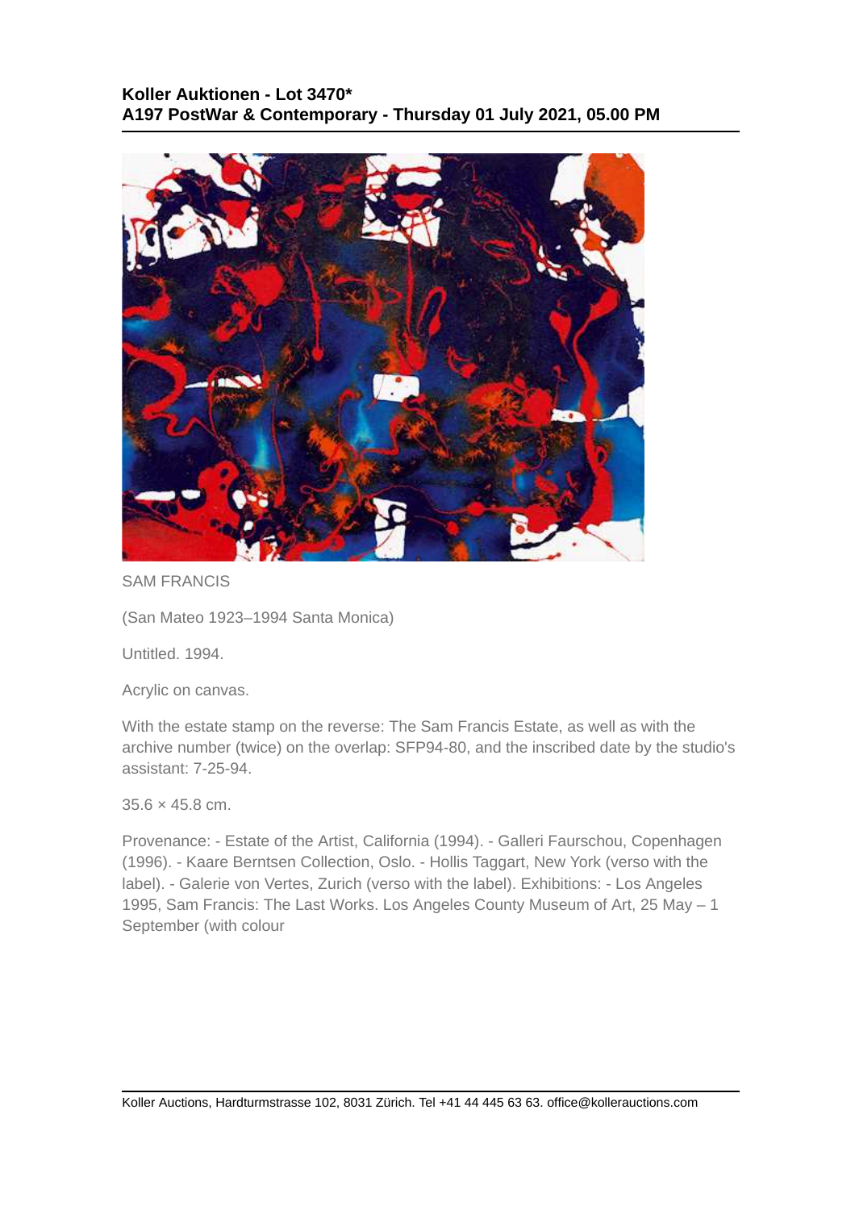**Koller Auktionen - Lot 3470***
**A197 PostWar & Contemporary - Thursday 01 July 2021, 05.00 PM**

SAM FRANCIS

(San Mateo 1923–1994 Santa Monica)

Untitled. 1994.

Acrylic on canvas.

With the estate stamp on the reverse: The Sam Francis Estate, as well as with the archive number (twice) on the overlap: SFP94-80, and the inscribed date by the studio's assistant: 7-25-94.

35.6 × 45.8 cm.

Provenance: - Estate of the Artist, California (1994). - Galleri Faurschou, Copenhagen (1996). - Kaare Berntsen Collection, Oslo. - Hollis Taggart, New York (verso with the label). - Galerie von Vertes, Zurich (verso with the label). Exhibitions: - Los Angeles 1995, Sam Francis: The Last Works. Los Angeles County Museum of Art, 25 May – 1 September (with colour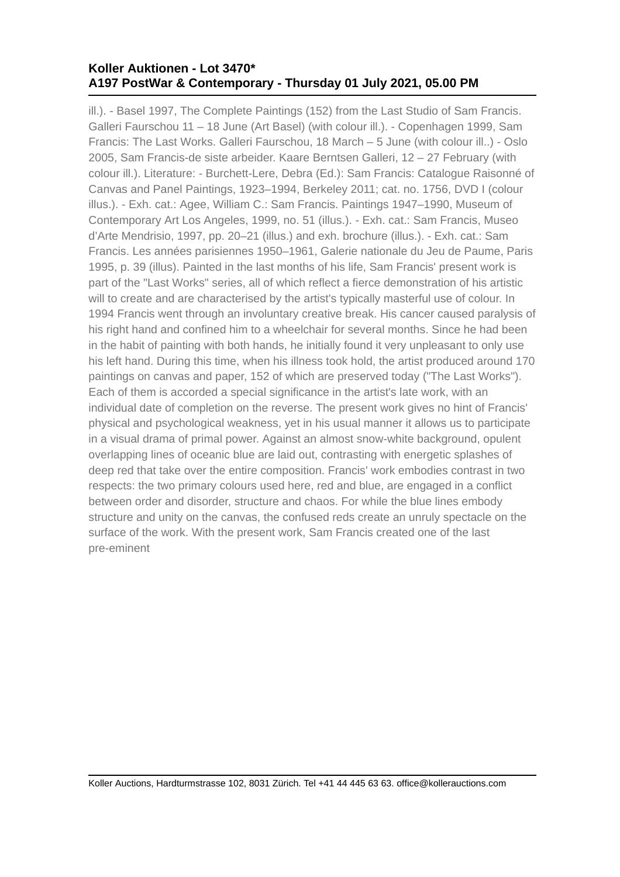ill.). - Basel 1997, The Complete Paintings (152) from the Last Studio of Sam Francis. Galleri Faurschou 11 – 18 June (Art Basel) (with colour ill.). - Copenhagen 1999, Sam Francis: The Last Works. Galleri Faurschou, 18 March – 5 June (with colour ill..) - Oslo 2005, Sam Francis-de siste arbeider. Kaare Berntsen Galleri, 12 – 27 February (with colour ill.). Literature: - Burchett-Lere, Debra (Ed.): Sam Francis: Catalogue Raisonné of Canvas and Panel Paintings, 1923–1994, Berkeley 2011; cat. no. 1756, DVD I (colour illus.). - Exh. cat.: Agee, William C.: Sam Francis. Paintings 1947–1990, Museum of Contemporary Art Los Angeles, 1999, no. 51 (illus.). - Exh. cat.: Sam Francis, Museo d'Arte Mendrisio, 1997, pp. 20–21 (illus.) and exh. brochure (illus.). - Exh. cat.: Sam Francis. Les années parisiennes 1950–1961, Galerie nationale du Jeu de Paume, Paris 1995, p. 39 (illus). Painted in the last months of his life, Sam Francis' present work is part of the "Last Works" series, all of which reflect a fierce demonstration of his artistic will to create and are characterised by the artist's typically masterful use of colour. In 1994 Francis went through an involuntary creative break. His cancer caused paralysis of his right hand and confined him to a wheelchair for several months. Since he had been in the habit of painting with both hands, he initially found it very unpleasant to only use his left hand. During this time, when his illness took hold, the artist produced around 170 paintings on canvas and paper, 152 of which are preserved today ("The Last Works"). Each of them is accorded a special significance in the artist's late work, with an individual date of completion on the reverse. The present work gives no hint of Francis' physical and psychological weakness, yet in his usual manner it allows us to participate in a visual drama of primal power. Against an almost snow-white background, opulent overlapping lines of oceanic blue are laid out, contrasting with energetic splashes of deep red that take over the entire composition. Francis' work embodies contrast in two respects: the two primary colours used here, red and blue, are engaged in a conflict between order and disorder, structure and chaos. For while the blue lines embody structure and unity on the canvas, the confused reds create an unruly spectacle on the surface of the work. With the present work, Sam Francis created one of the last pre-eminent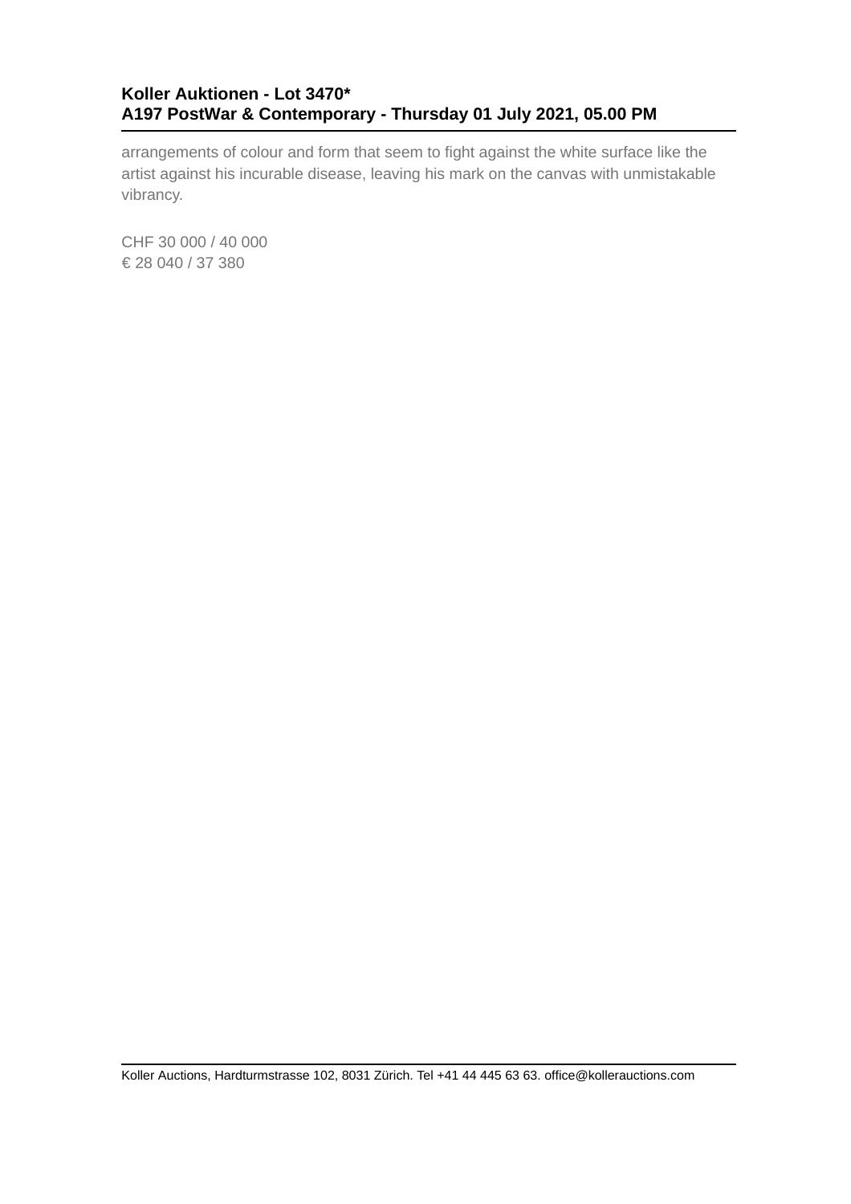arrangements of colour and form that seem to fight against the white surface like the artist against his incurable disease, leaving his mark on the canvas with unmistakable vibrancy.

CHF 30 000 / 40 000
€ 28 040 / 37 380